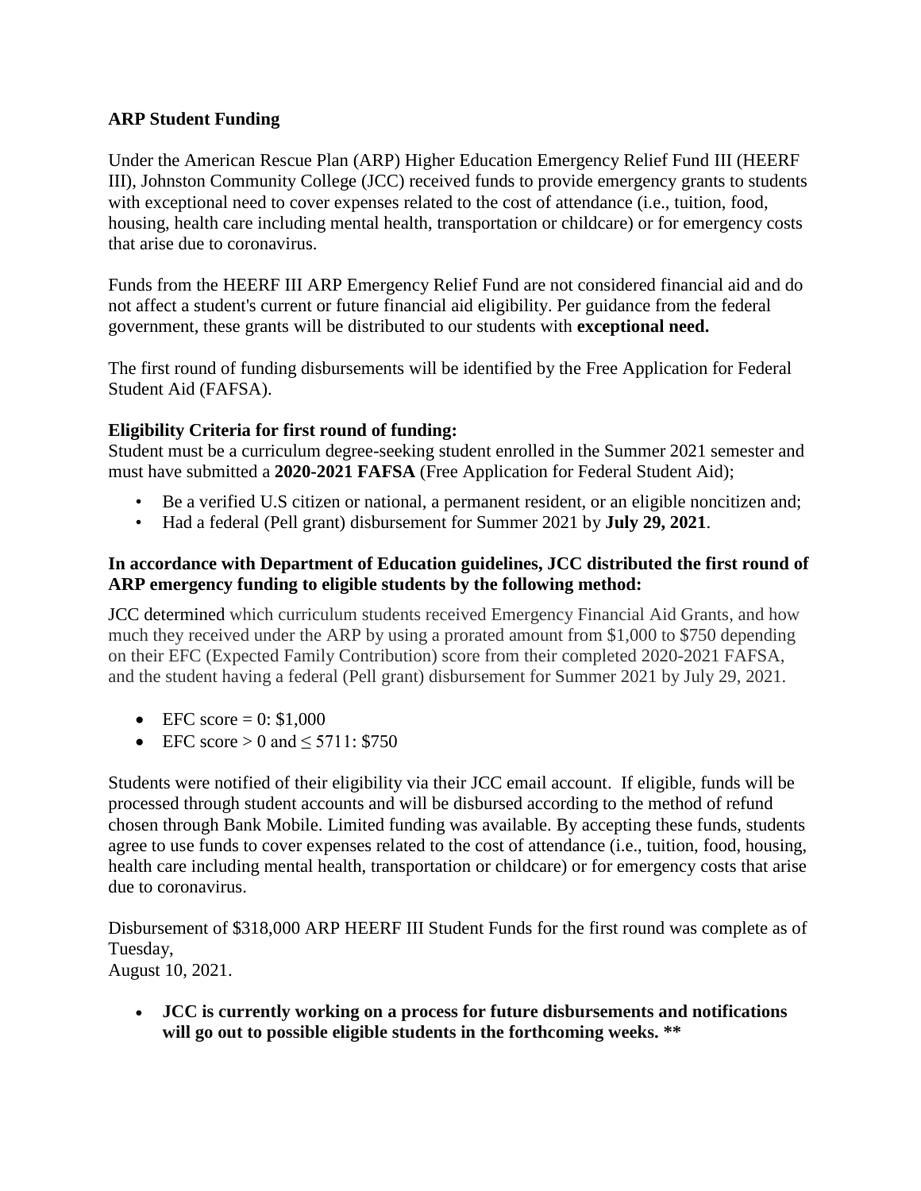## ARP Student Funding

Under the American Rescue Plan (ARP) Higher Education Emergency Relief Fund III (HEERF III), Johnston Community College (JCC) received funds to provide emergency grants to students with exceptional need to cover expenses related to the cost of attendance (i.e., tuition, food, housing, health care including mental health, transportation or childcare) or for emergency costs that arise due to coronavirus.

Funds from the HEERF III ARP Emergency Relief Fund are not considered financial aid and do not affect a student's current or future financial aid eligibility. Per guidance from the federal government, these grants will be distributed to our students with **exceptional need.**

The first round of funding disbursements will be identified by the Free Application for Federal Student Aid (FAFSA).

**Eligibility Criteria for first round of funding:**
Student must be a curriculum degree-seeking student enrolled in the Summer 2021 semester and must have submitted a **2020-2021 FAFSA** (Free Application for Federal Student Aid);

- Be a verified U.S citizen or national, a permanent resident, or an eligible noncitizen and;
- Had a federal (Pell grant) disbursement for Summer 2021 by **July 29, 2021**.

**In accordance with Department of Education guidelines, JCC distributed the first round of ARP emergency funding to eligible students by the following method:**

JCC determined which curriculum students received Emergency Financial Aid Grants, and how much they received under the ARP by using a prorated amount from $1,000 to $750 depending on their EFC (Expected Family Contribution) score from their completed 2020-2021 FAFSA, and the student having a federal (Pell grant) disbursement for Summer 2021 by July 29, 2021.

- EFC score = 0: $1,000
- EFC score > 0 and ≤ 5711: $750

Students were notified of their eligibility via their JCC email account. If eligible, funds will be processed through student accounts and will be disbursed according to the method of refund chosen through Bank Mobile. Limited funding was available. By accepting these funds, students agree to use funds to cover expenses related to the cost of attendance (i.e., tuition, food, housing, health care including mental health, transportation or childcare) or for emergency costs that arise due to coronavirus.

Disbursement of $318,000 ARP HEERF III Student Funds for the first round was complete as of Tuesday,
August 10, 2021.

- **JCC is currently working on a process for future disbursements and notifications will go out to possible eligible students in the forthcoming weeks. \*\***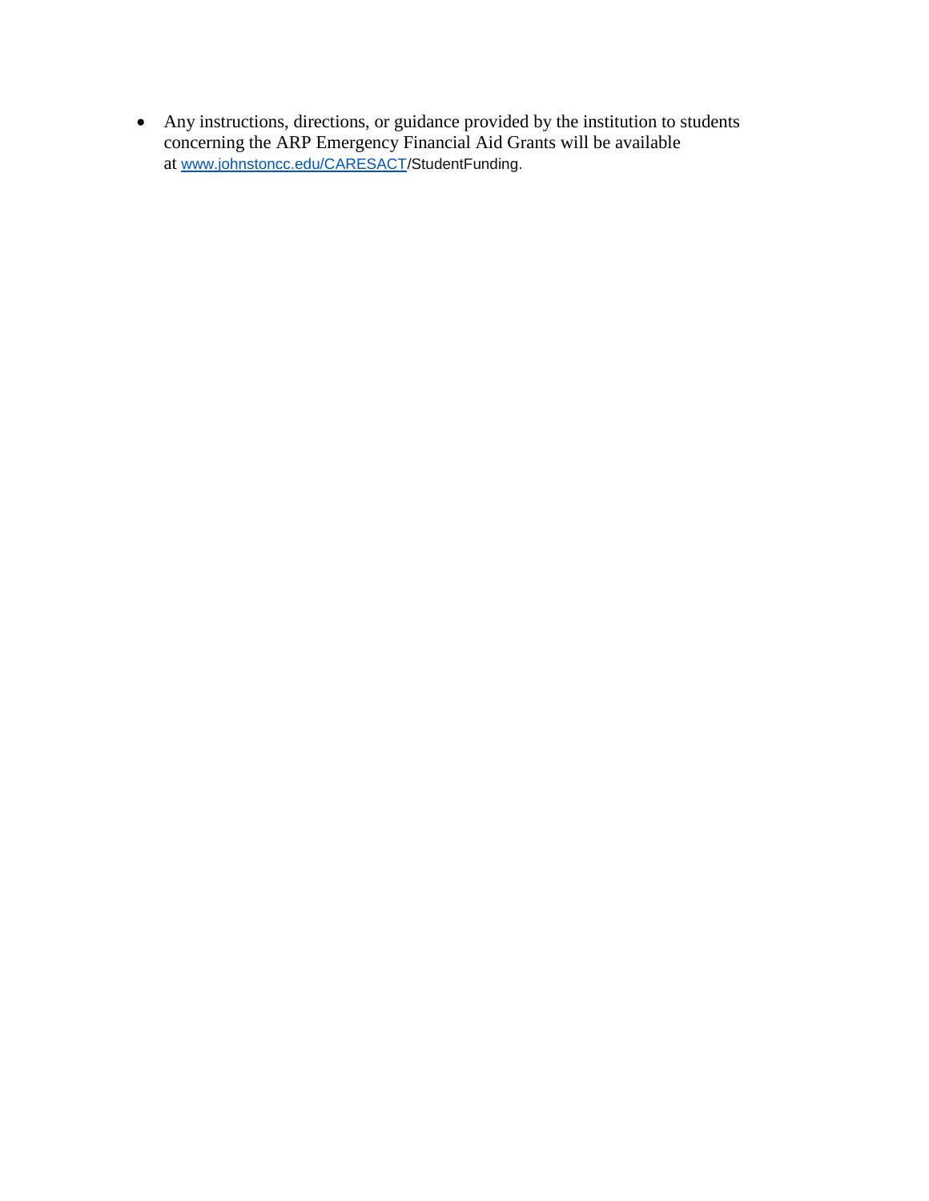- Any instructions, directions, or guidance provided by the institution to students concerning the ARP Emergency Financial Aid Grants will be available at [www.johnstoncc.edu/CARESACT](www.johnstoncc.edu/CARESACT)/StudentFunding.